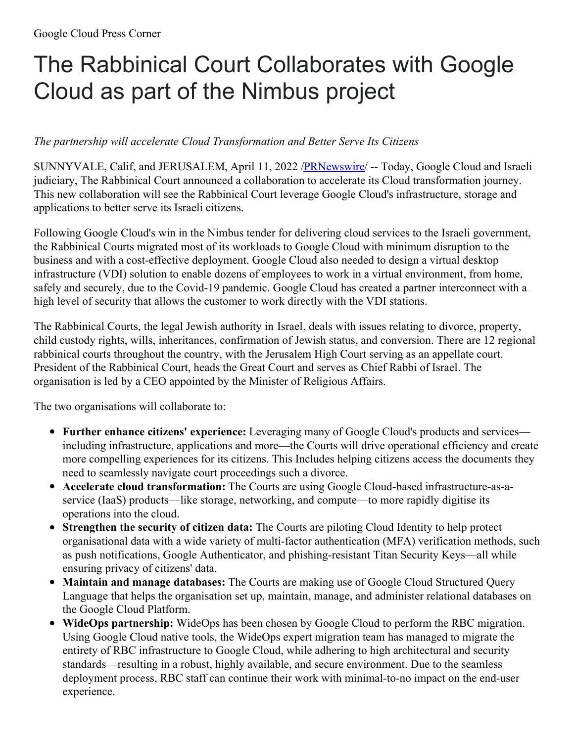Google Cloud Press Corner

# The Rabbinical Court Collaborates with Google Cloud as part of the Nimbus project

*The partnership will accelerate Cloud Transformation and Better Serve Its Citizens*

SUNNYVALE, Calif, and JERUSALEM, April 11, 2022 /PRNewswire/ -- Today, Google Cloud and Israeli judiciary, The Rabbinical Court announced a collaboration to accelerate its Cloud transformation journey. This new collaboration will see the Rabbinical Court leverage Google Cloud's infrastructure, storage and applications to better serve its Israeli citizens.

Following Google Cloud's win in the Nimbus tender for delivering cloud services to the Israeli government, the Rabbinical Courts migrated most of its workloads to Google Cloud with minimum disruption to the business and with a cost-effective deployment. Google Cloud also needed to design a virtual desktop infrastructure (VDI) solution to enable dozens of employees to work in a virtual environment, from home, safely and securely, due to the Covid-19 pandemic. Google Cloud has created a partner interconnect with a high level of security that allows the customer to work directly with the VDI stations.

The Rabbinical Courts, the legal Jewish authority in Israel, deals with issues relating to divorce, property, child custody rights, wills, inheritances, confirmation of Jewish status, and conversion. There are 12 regional rabbinical courts throughout the country, with the Jerusalem High Court serving as an appellate court. President of the Rabbinical Court, heads the Great Court and serves as Chief Rabbi of Israel. The organisation is led by a CEO appointed by the Minister of Religious Affairs.

The two organisations will collaborate to:

- **Further enhance citizens' experience:** Leveraging many of Google Cloud's products and services—including infrastructure, applications and more—the Courts will drive operational efficiency and create more compelling experiences for its citizens. This Includes helping citizens access the documents they need to seamlessly navigate court proceedings such a divorce.
- **Accelerate cloud transformation:** The Courts are using Google Cloud-based infrastructure-as-a-service (IaaS) products—like storage, networking, and compute—to more rapidly digitise its operations into the cloud.
- **Strengthen the security of citizen data:** The Courts are piloting Cloud Identity to help protect organisational data with a wide variety of multi-factor authentication (MFA) verification methods, such as push notifications, Google Authenticator, and phishing-resistant Titan Security Keys—all while ensuring privacy of citizens' data.
- **Maintain and manage databases:** The Courts are making use of Google Cloud Structured Query Language that helps the organisation set up, maintain, manage, and administer relational databases on the Google Cloud Platform.
- **WideOps partnership:** WideOps has been chosen by Google Cloud to perform the RBC migration. Using Google Cloud native tools, the WideOps expert migration team has managed to migrate the entirety of RBC infrastructure to Google Cloud, while adhering to high architectural and security standards—resulting in a robust, highly available, and secure environment. Due to the seamless deployment process, RBC staff can continue their work with minimal-to-no impact on the end-user experience.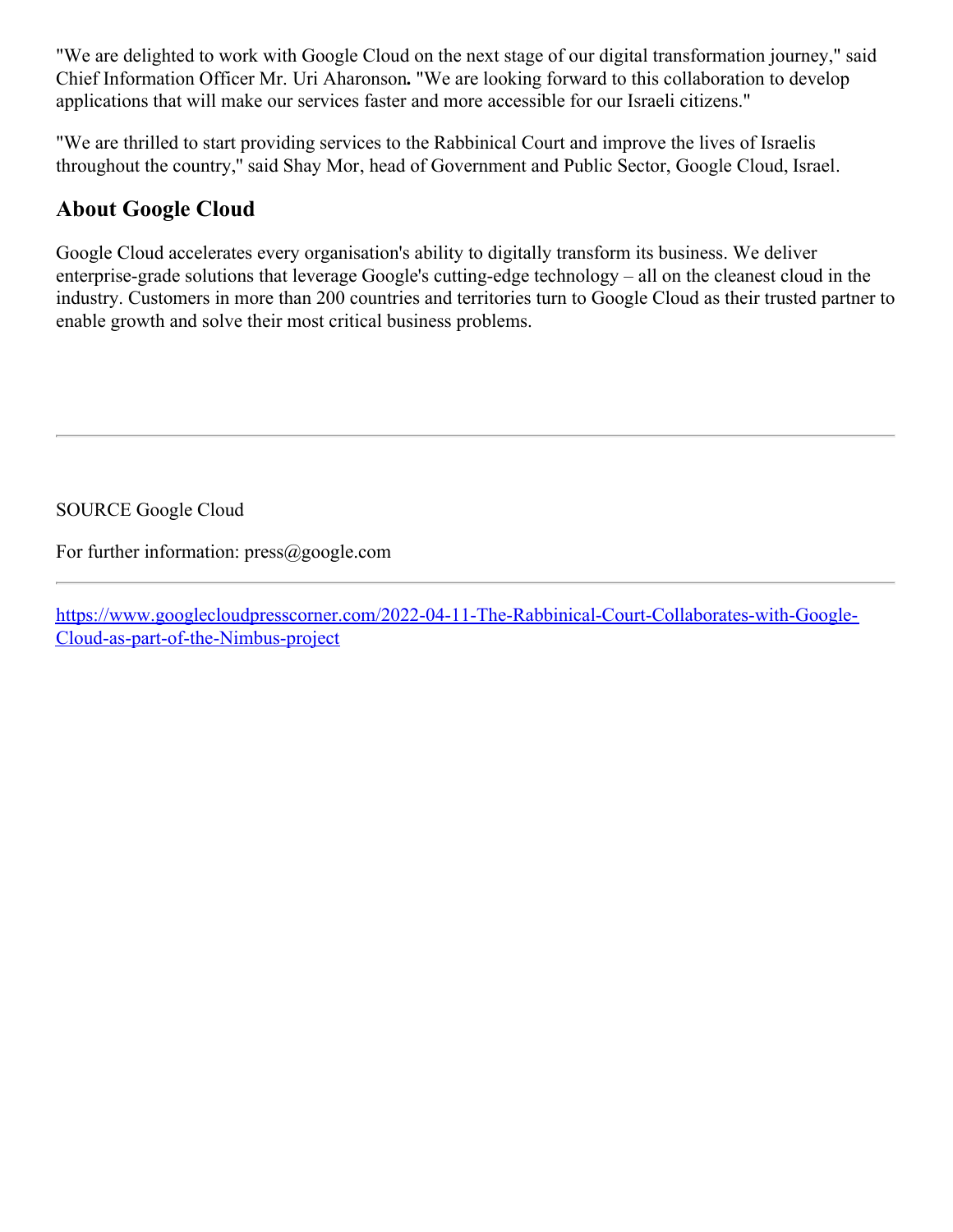"We are delighted to work with Google Cloud on the next stage of our digital transformation journey," said Chief Information Officer Mr. Uri Aharonson**.** "We are looking forward to this collaboration to develop applications that will make our services faster and more accessible for our Israeli citizens."

"We are thrilled to start providing services to the Rabbinical Court and improve the lives of Israelis throughout the country," said Shay Mor, head of Government and Public Sector, Google Cloud, Israel.

## About Google Cloud

Google Cloud accelerates every organisation's ability to digitally transform its business. We deliver enterprise-grade solutions that leverage Google's cutting-edge technology – all on the cleanest cloud in the industry. Customers in more than 200 countries and territories turn to Google Cloud as their trusted partner to enable growth and solve their most critical business problems.

---

SOURCE Google Cloud

For further information: press@google.com

---

https://www.googlecloudpresscorner.com/2022-04-11-The-Rabbinical-Court-Collaborates-with-Google-Cloud-as-part-of-the-Nimbus-project